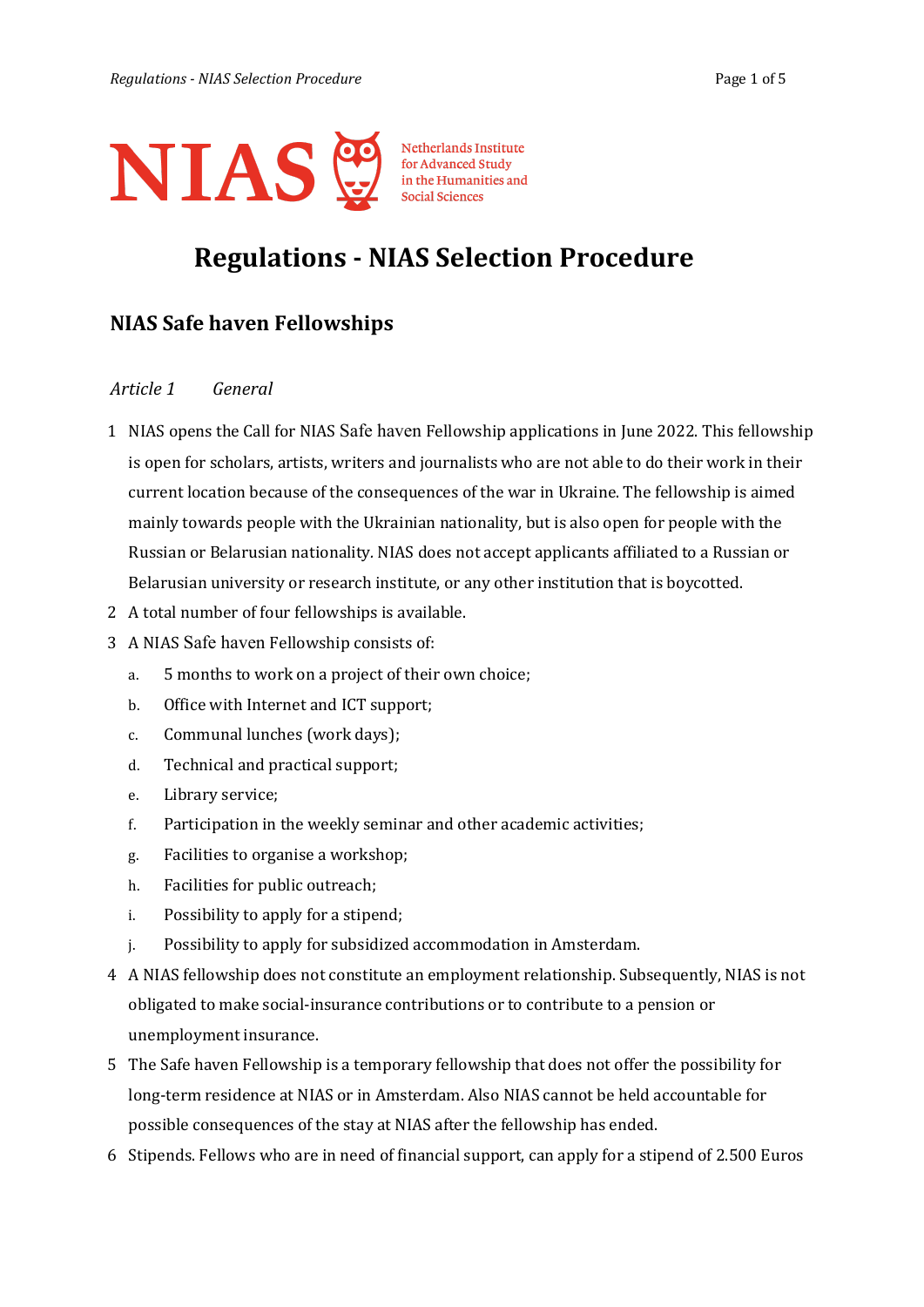NIAS Netherlands Institute for Advanced Study in the Humanities and Social Sciences

# Regulations - NIAS Selection Procedure

## NIAS Safe haven Fellowships

*Article 1 General*

1. NIAS opens the Call for NIAS Safe haven Fellowship applications in June 2022. This fellowship is open for scholars, artists, writers and journalists who are not able to do their work in their current location because of the consequences of the war in Ukraine. The fellowship is aimed mainly towards people with the Ukrainian nationality, but is also open for people with the Russian or Belarusian nationality. NIAS does not accept applicants affiliated to a Russian or Belarusian university or research institute, or any other institution that is boycotted.
2. A total number of four fellowships is available.
3. A NIAS Safe haven Fellowship consists of:
   a. 5 months to work on a project of their own choice;
   b. Office with Internet and ICT support;
   c. Communal lunches (work days);
   d. Technical and practical support;
   e. Library service;
   f. Participation in the weekly seminar and other academic activities;
   g. Facilities to organise a workshop;
   h. Facilities for public outreach;
   i. Possibility to apply for a stipend;
   j. Possibility to apply for subsidized accommodation in Amsterdam.
4. A NIAS fellowship does not constitute an employment relationship. Subsequently, NIAS is not obligated to make social-insurance contributions or to contribute to a pension or unemployment insurance.
5. The Safe haven Fellowship is a temporary fellowship that does not offer the possibility for long-term residence at NIAS or in Amsterdam. Also NIAS cannot be held accountable for possible consequences of the stay at NIAS after the fellowship has ended.
6. Stipends. Fellows who are in need of financial support, can apply for a stipend of 2.500 Euros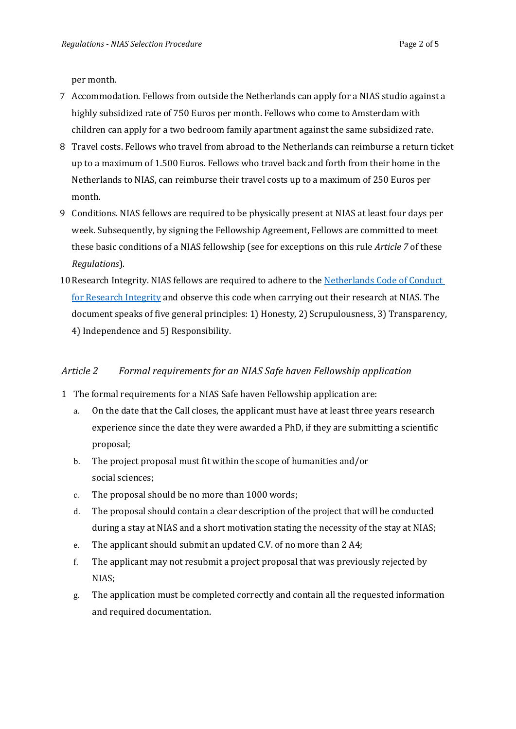per month.

7. Accommodation. Fellows from outside the Netherlands can apply for a NIAS studio against a highly subsidized rate of 750 Euros per month. Fellows who come to Amsterdam with children can apply for a two bedroom family apartment against the same subsidized rate.
8. Travel costs. Fellows who travel from abroad to the Netherlands can reimburse a return ticket up to a maximum of 1.500 Euros. Fellows who travel back and forth from their home in the Netherlands to NIAS, can reimburse their travel costs up to a maximum of 250 Euros per month.
9. Conditions. NIAS fellows are required to be physically present at NIAS at least four days per week. Subsequently, by signing the Fellowship Agreement, Fellows are committed to meet these basic conditions of a NIAS fellowship (see for exceptions on this rule *Article 7* of these *Regulations*).
10. Research Integrity. NIAS fellows are required to adhere to the [Netherlands Code of Conduct for Research Integrity]() and observe this code when carrying out their research at NIAS. The document speaks of five general principles: 1) Honesty, 2) Scrupulousness, 3) Transparency, 4) Independence and 5) Responsibility.

## *Article 2 Formal requirements for an NIAS Safe haven Fellowship application*

1. The formal requirements for a NIAS Safe haven Fellowship application are:
   a. On the date that the Call closes, the applicant must have at least three years research experience since the date they were awarded a PhD, if they are submitting a scientific proposal;
   b. The project proposal must fit within the scope of humanities and/or social sciences;
   c. The proposal should be no more than 1000 words;
   d. The proposal should contain a clear description of the project that will be conducted during a stay at NIAS and a short motivation stating the necessity of the stay at NIAS;
   e. The applicant should submit an updated C.V. of no more than 2 A4;
   f. The applicant may not resubmit a project proposal that was previously rejected by NIAS;
   g. The application must be completed correctly and contain all the requested information and required documentation.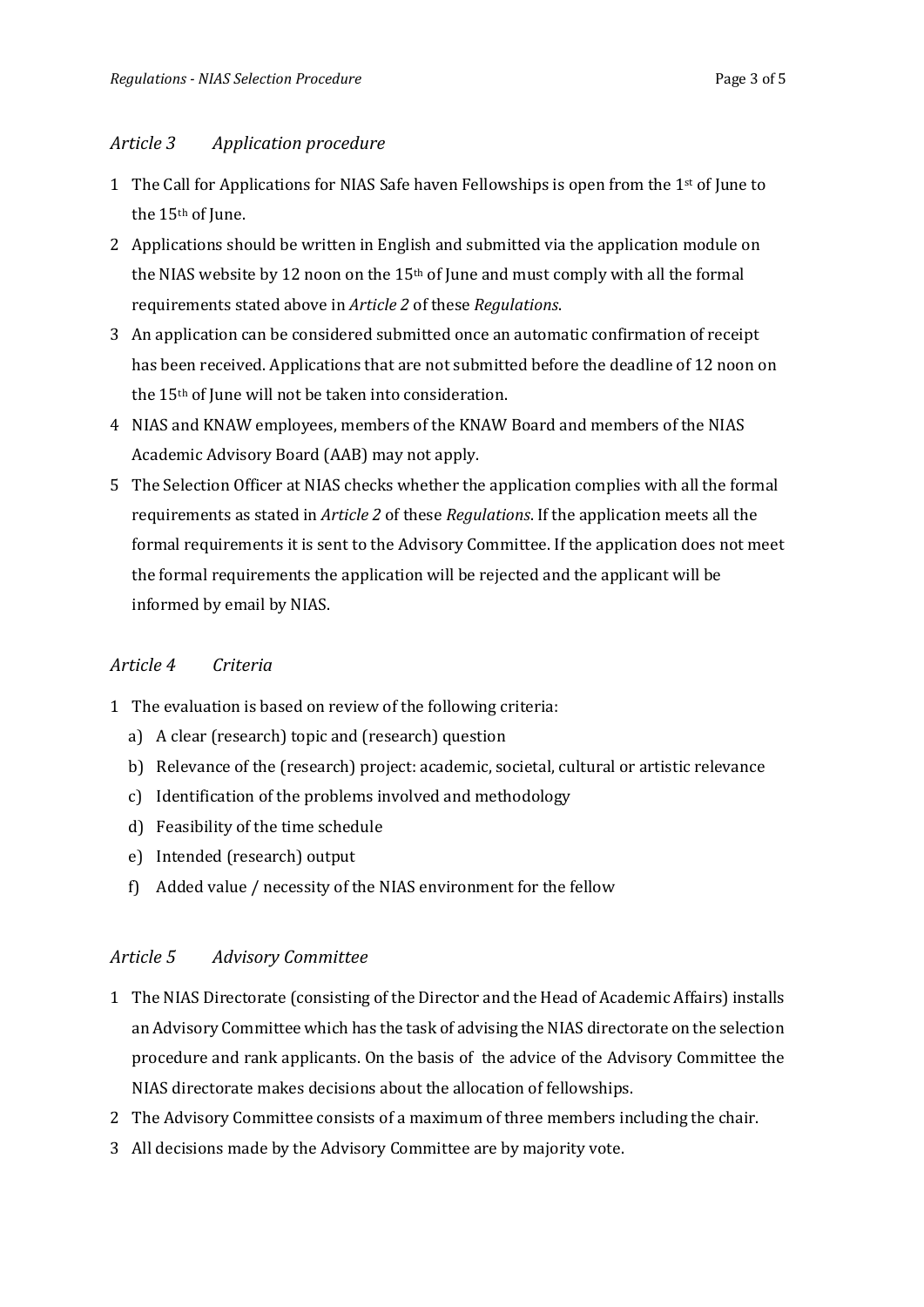## *Article 3 Application procedure*

1. The Call for Applications for NIAS Safe haven Fellowships is open from the 1st of June to the 15th of June.
2. Applications should be written in English and submitted via the application module on the NIAS website by 12 noon on the 15th of June and must comply with all the formal requirements stated above in *Article 2* of these *Regulations*.
3. An application can be considered submitted once an automatic confirmation of receipt has been received. Applications that are not submitted before the deadline of 12 noon on the 15th of June will not be taken into consideration.
4. NIAS and KNAW employees, members of the KNAW Board and members of the NIAS Academic Advisory Board (AAB) may not apply.
5. The Selection Officer at NIAS checks whether the application complies with all the formal requirements as stated in *Article 2* of these *Regulations*. If the application meets all the formal requirements it is sent to the Advisory Committee. If the application does not meet the formal requirements the application will be rejected and the applicant will be informed by email by NIAS.

## *Article 4 Criteria*

1. The evaluation is based on review of the following criteria:
   a) A clear (research) topic and (research) question
   b) Relevance of the (research) project: academic, societal, cultural or artistic relevance
   c) Identification of the problems involved and methodology
   d) Feasibility of the time schedule
   e) Intended (research) output
   f) Added value / necessity of the NIAS environment for the fellow

## *Article 5 Advisory Committee*

1. The NIAS Directorate (consisting of the Director and the Head of Academic Affairs) installs an Advisory Committee which has the task of advising the NIAS directorate on the selection procedure and rank applicants. On the basis of the advice of the Advisory Committee the NIAS directorate makes decisions about the allocation of fellowships.
2. The Advisory Committee consists of a maximum of three members including the chair.
3. All decisions made by the Advisory Committee are by majority vote.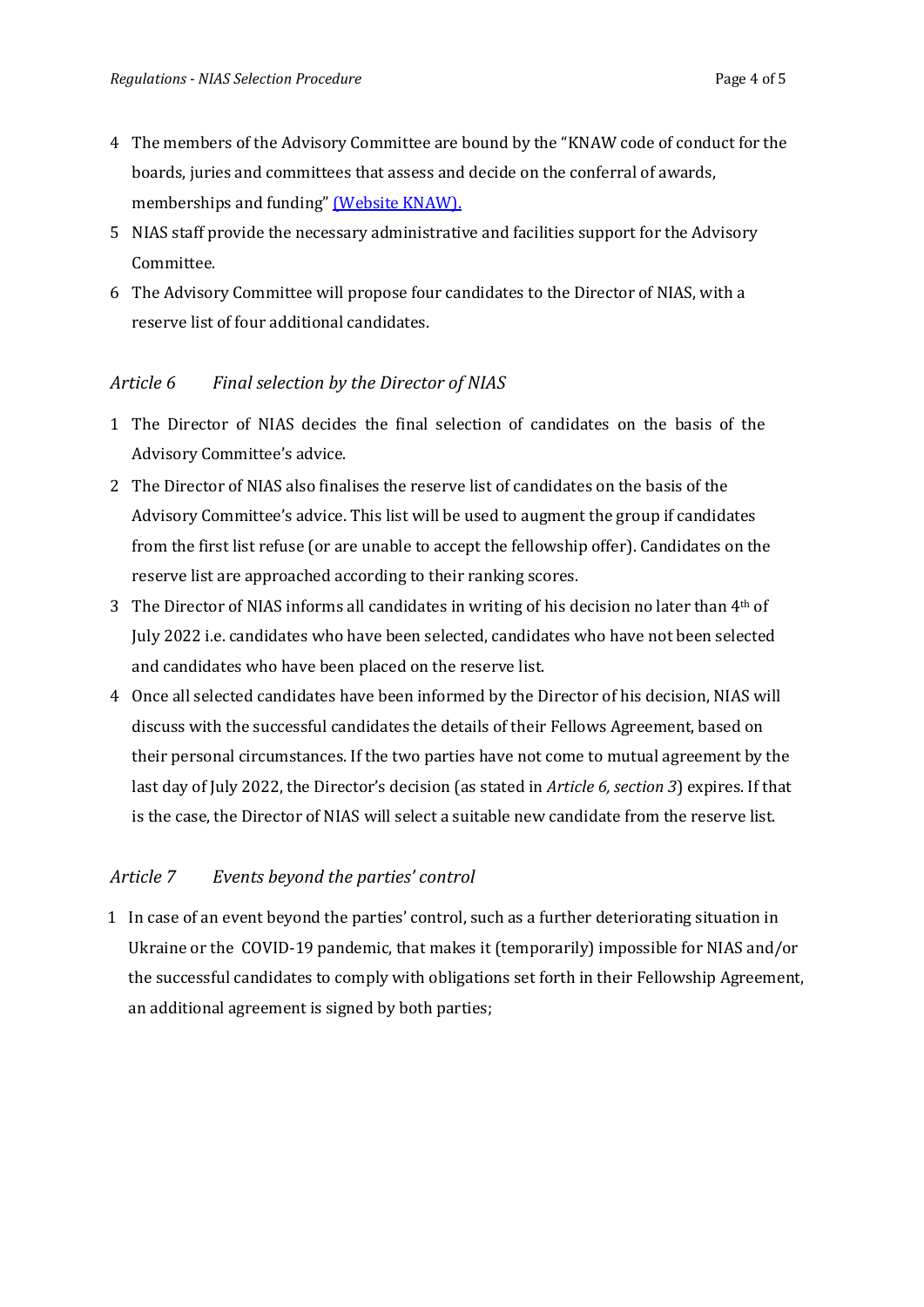4 The members of the Advisory Committee are bound by the "KNAW code of conduct for the boards, juries and committees that assess and decide on the conferral of awards, memberships and funding" [(Website KNAW).]()

5 NIAS staff provide the necessary administrative and facilities support for the Advisory Committee.

6 The Advisory Committee will propose four candidates to the Director of NIAS, with a reserve list of four additional candidates.

### *Article 6 Final selection by the Director of NIAS*

1 The Director of NIAS decides the final selection of candidates on the basis of the Advisory Committee's advice.

2 The Director of NIAS also finalises the reserve list of candidates on the basis of the Advisory Committee's advice. This list will be used to augment the group if candidates from the first list refuse (or are unable to accept the fellowship offer). Candidates on the reserve list are approached according to their ranking scores.

3 The Director of NIAS informs all candidates in writing of his decision no later than 4th of July 2022 i.e. candidates who have been selected, candidates who have not been selected and candidates who have been placed on the reserve list.

4 Once all selected candidates have been informed by the Director of his decision, NIAS will discuss with the successful candidates the details of their Fellows Agreement, based on their personal circumstances. If the two parties have not come to mutual agreement by the last day of July 2022, the Director's decision (as stated in *Article 6, section 3*) expires. If that is the case, the Director of NIAS will select a suitable new candidate from the reserve list.

### *Article 7 Events beyond the parties' control*

1 In case of an event beyond the parties' control, such as a further deteriorating situation in Ukraine or the COVID-19 pandemic, that makes it (temporarily) impossible for NIAS and/or the successful candidates to comply with obligations set forth in their Fellowship Agreement, an additional agreement is signed by both parties;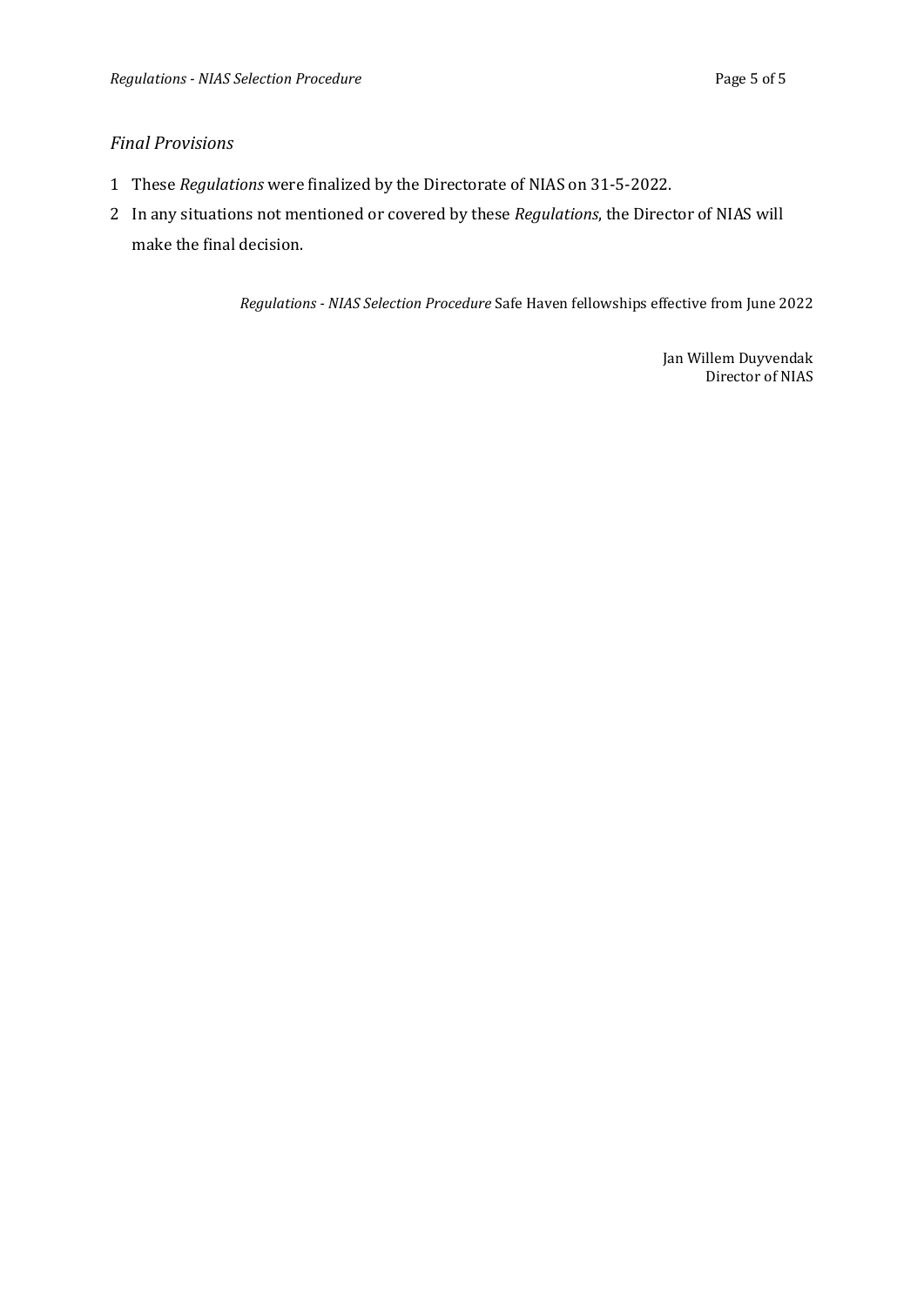*Final Provisions*

1. These *Regulations* were finalized by the Directorate of NIAS on 31-5-2022.
2. In any situations not mentioned or covered by these *Regulations*, the Director of NIAS will make the final decision.

*Regulations - NIAS Selection Procedure* Safe Haven fellowships effective from June 2022

Jan Willem Duyvendak
Director of NIAS